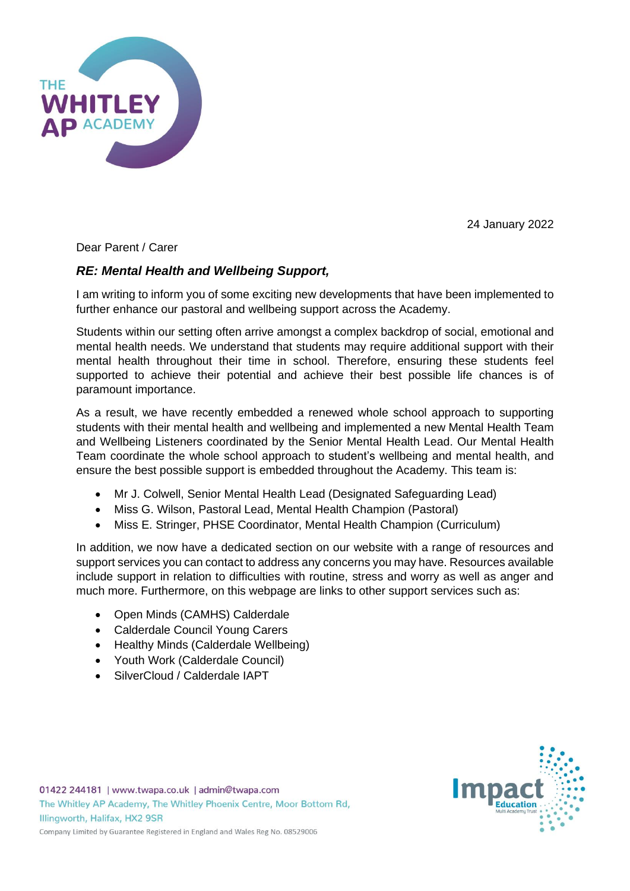24 January 2022

Dear Parent / Carer

***RE: Mental Health and Wellbeing Support,***

I am writing to inform you of some exciting new developments that have been implemented to further enhance our pastoral and wellbeing support across the Academy.

Students within our setting often arrive amongst a complex backdrop of social, emotional and mental health needs. We understand that students may require additional support with their mental health throughout their time in school. Therefore, ensuring these students feel supported to achieve their potential and achieve their best possible life chances is of paramount importance.

As a result, we have recently embedded a renewed whole school approach to supporting students with their mental health and wellbeing and implemented a new Mental Health Team and Wellbeing Listeners coordinated by the Senior Mental Health Lead. Our Mental Health Team coordinate the whole school approach to student's wellbeing and mental health, and ensure the best possible support is embedded throughout the Academy. This team is:

- Mr J. Colwell, Senior Mental Health Lead (Designated Safeguarding Lead)
- Miss G. Wilson, Pastoral Lead, Mental Health Champion (Pastoral)
- Miss E. Stringer, PHSE Coordinator, Mental Health Champion (Curriculum)

In addition, we now have a dedicated section on our website with a range of resources and support services you can contact to address any concerns you may have. Resources available include support in relation to difficulties with routine, stress and worry as well as anger and much more. Furthermore, on this webpage are links to other support services such as:

- Open Minds (CAMHS) Calderdale
- Calderdale Council Young Carers
- Healthy Minds (Calderdale Wellbeing)
- Youth Work (Calderdale Council)
- SilverCloud / Calderdale IAPT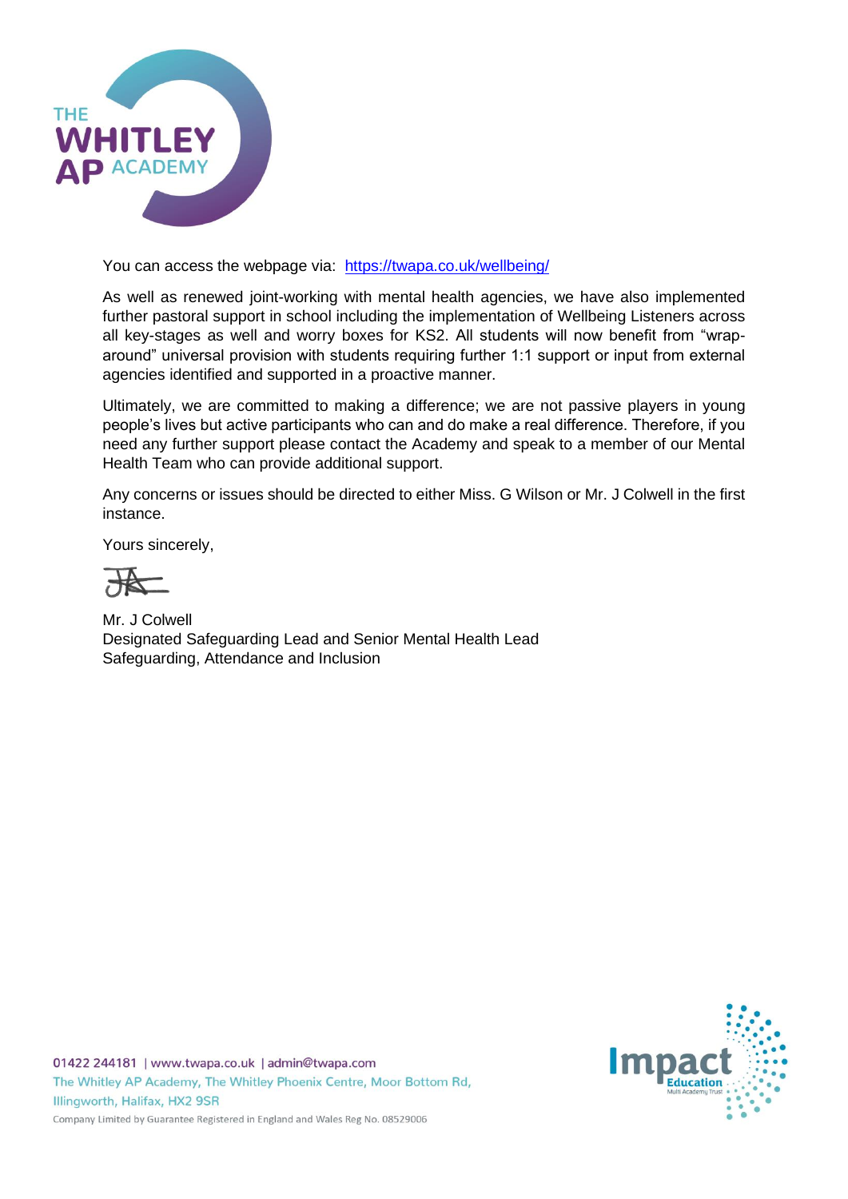You can access the webpage via: [https://twapa.co.uk/wellbeing/](https://twapa.co.uk/wellbeing/)

As well as renewed joint-working with mental health agencies, we have also implemented further pastoral support in school including the implementation of Wellbeing Listeners across all key-stages as well and worry boxes for KS2. All students will now benefit from "wrap-around" universal provision with students requiring further 1:1 support or input from external agencies identified and supported in a proactive manner.

Ultimately, we are committed to making a difference; we are not passive players in young people's lives but active participants who can and do make a real difference. Therefore, if you need any further support please contact the Academy and speak to a member of our Mental Health Team who can provide additional support.

Any concerns or issues should be directed to either Miss. G Wilson or Mr. J Colwell in the first instance.

Yours sincerely,

Mr. J Colwell
Designated Safeguarding Lead and Senior Mental Health Lead
Safeguarding, Attendance and Inclusion

01422 244181 | www.twapa.co.uk | admin@twapa.com
The Whitley AP Academy, The Whitley Phoenix Centre, Moor Bottom Rd, Illingworth, Halifax, HX2 9SR
Company Limited by Guarantee Registered in England and Wales Reg No. 08529006